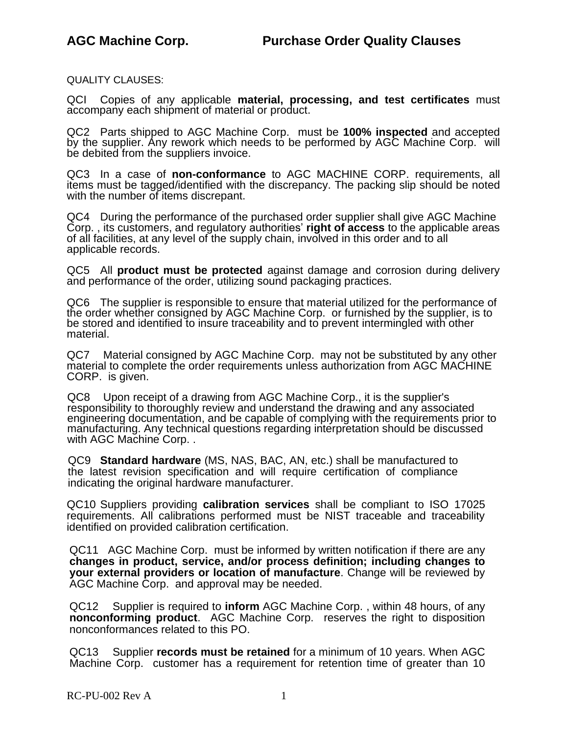# AGC Machine Corp. Purchase Order Quality Clauses

QUALITY CLAUSES:

QCI Copies of any applicable **material, processing, and test certificates** must accompany each shipment of material or product.

QC2 Parts shipped to AGC Machine Corp. must be **100% inspected** and accepted by the supplier. Any rework which needs to be performed by AGC Machine Corp. will be debited from the suppliers invoice.

QC3 In a case of **non-conformance** to AGC MACHINE CORP. requirements, all items must be tagged/identified with the discrepancy. The packing slip should be noted with the number of items discrepant.

QC4 During the performance of the purchased order supplier shall give AGC Machine Corp. , its customers, and regulatory authorities' **right of access** to the applicable areas of all facilities, at any level of the supply chain, involved in this order and to all applicable records.

QC5 All **product must be protected** against damage and corrosion during delivery and performance of the order, utilizing sound packaging practices.

QC6 The supplier is responsible to ensure that material utilized for the performance of the order whether consigned by AGC Machine Corp. or furnished by the supplier, is to be stored and identified to insure traceability and to prevent intermingled with other material.

QC7 Material consigned by AGC Machine Corp. may not be substituted by any other material to complete the order requirements unless authorization from AGC MACHINE CORP. is given.

QC8 Upon receipt of a drawing from AGC Machine Corp., it is the supplier's responsibility to thoroughly review and understand the drawing and any associated engineering documentation, and be capable of complying with the requirements prior to manufacturing. Any technical questions regarding interpretation should be discussed with AGC Machine Corp. .

QC9 **Standard hardware** (MS, NAS, BAC, AN, etc.) shall be manufactured to the latest revision specification and will require certification of compliance indicating the original hardware manufacturer.

QC10 Suppliers providing **calibration services** shall be compliant to ISO 17025 requirements. All calibrations performed must be NIST traceable and traceability identified on provided calibration certification.

QC11 AGC Machine Corp. must be informed by written notification if there are any **changes in product, service, and/or process definition; including changes to your external providers or location of manufacture**. Change will be reviewed by AGC Machine Corp. and approval may be needed.

QC12 Supplier is required to **inform** AGC Machine Corp. , within 48 hours, of any **nonconforming product**. AGC Machine Corp. reserves the right to disposition nonconformances related to this PO.

QC13 Supplier **records must be retained** for a minimum of 10 years. When AGC Machine Corp. customer has a requirement for retention time of greater than 10

RC-PU-002 Rev A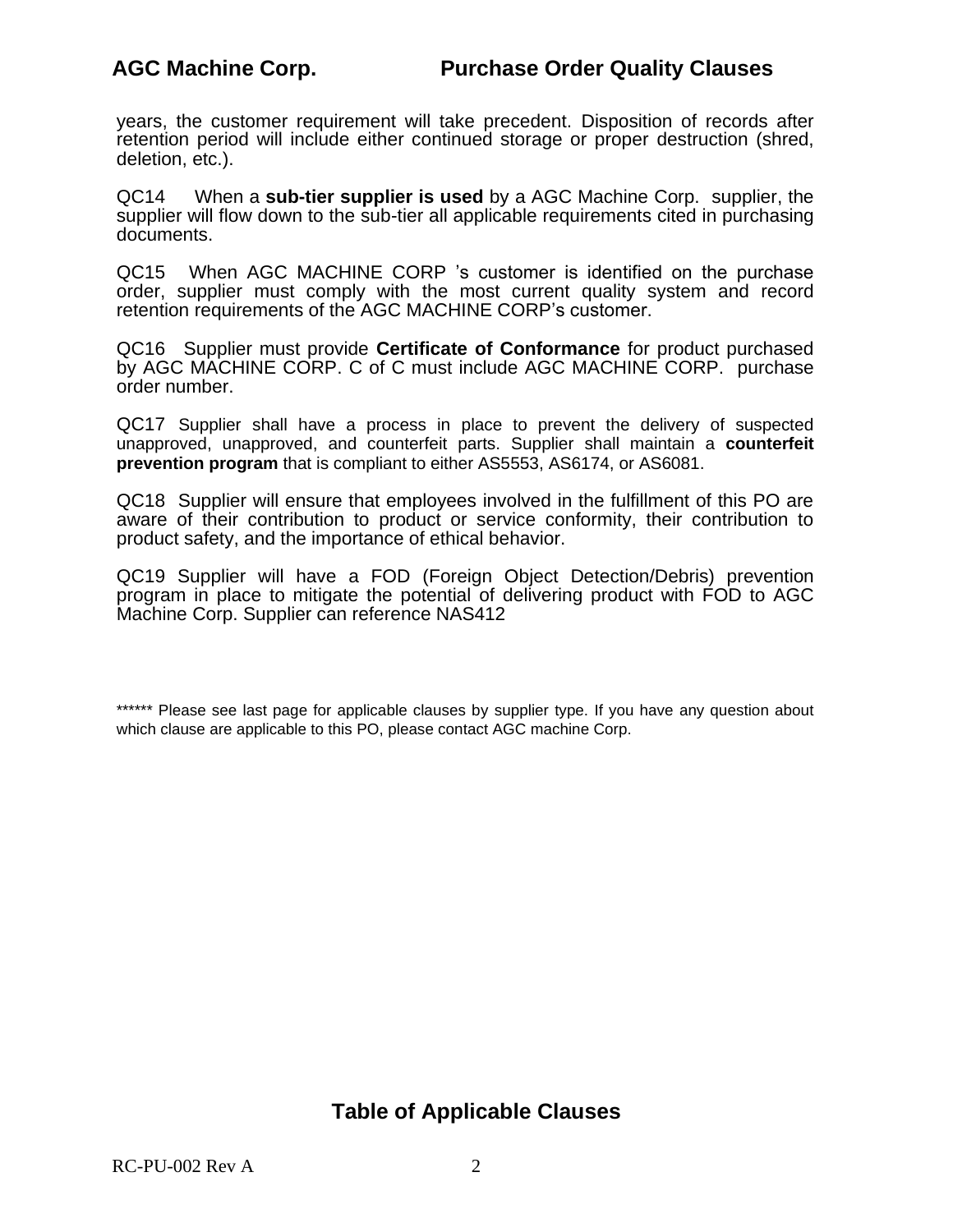years, the customer requirement will take precedent. Disposition of records after retention period will include either continued storage or proper destruction (shred, deletion, etc.).

QC14 When a **sub-tier supplier is used** by a AGC Machine Corp. supplier, the supplier will flow down to the sub-tier all applicable requirements cited in purchasing documents.

QC15 When AGC MACHINE CORP ’s customer is identified on the purchase order, supplier must comply with the most current quality system and record retention requirements of the AGC MACHINE CORP’s customer.

QC16 Supplier must provide **Certificate of Conformance** for product purchased by AGC MACHINE CORP. C of C must include AGC MACHINE CORP. purchase order number.

QC17 Supplier shall have a process in place to prevent the delivery of suspected unapproved, unapproved, and counterfeit parts. Supplier shall maintain a **counterfeit prevention program** that is compliant to either AS5553, AS6174, or AS6081.

QC18 Supplier will ensure that employees involved in the fulfillment of this PO are aware of their contribution to product or service conformity, their contribution to product safety, and the importance of ethical behavior.

QC19 Supplier will have a FOD (Foreign Object Detection/Debris) prevention program in place to mitigate the potential of delivering product with FOD to AGC Machine Corp. Supplier can reference NAS412

****** Please see last page for applicable clauses by supplier type. If you have any question about which clause are applicable to this PO, please contact AGC machine Corp.

## Table of Applicable Clauses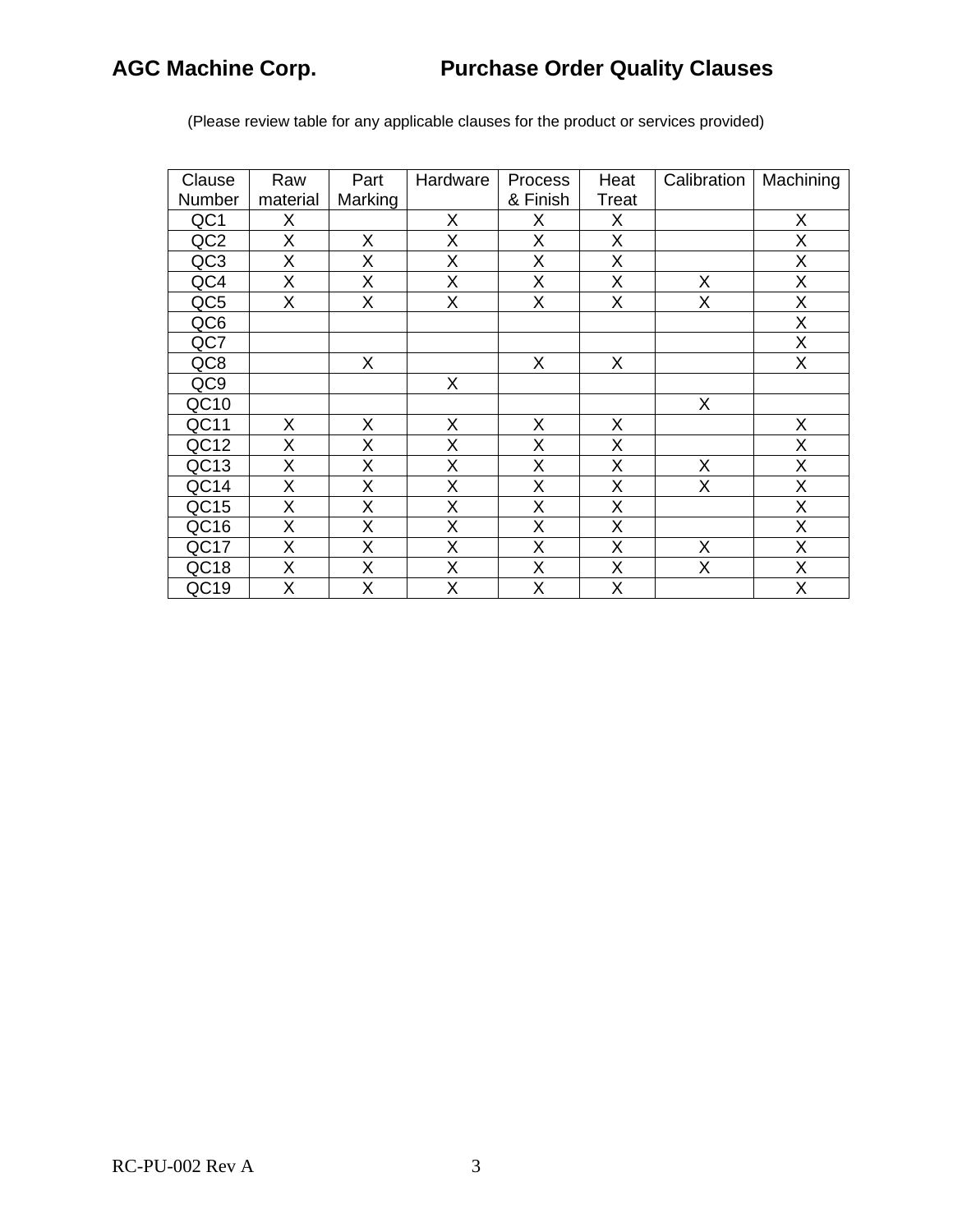**AGC Machine Corp. Purchase Order Quality Clauses**

(Please review table for any applicable clauses for the product or services provided)

| Clause Number | Raw material | Part Marking | Hardware | Process & Finish | Heat Treat | Calibration | Machining |
|---|---|---|---|---|---|---|---|
| QC1 | X | | X | X | X | | X |
| QC2 | X | X | X | X | X | | X |
| QC3 | X | X | X | X | X | | X |
| QC4 | X | X | X | X | X | X | X |
| QC5 | X | X | X | X | X | X | X |
| QC6 | | | | | | | X |
| QC7 | | | | | | | X |
| QC8 | | X | | X | X | | X |
| QC9 | | | X | | | | |
| QC10 | | | | | | X | |
| QC11 | X | X | X | X | X | | X |
| QC12 | X | X | X | X | X | | X |
| QC13 | X | X | X | X | X | X | X |
| QC14 | X | X | X | X | X | X | X |
| QC15 | X | X | X | X | X | | X |
| QC16 | X | X | X | X | X | | X |
| QC17 | X | X | X | X | X | X | X |
| QC18 | X | X | X | X | X | X | X |
| QC19 | X | X | X | X | X | | X |

RC-PU-002 Rev A